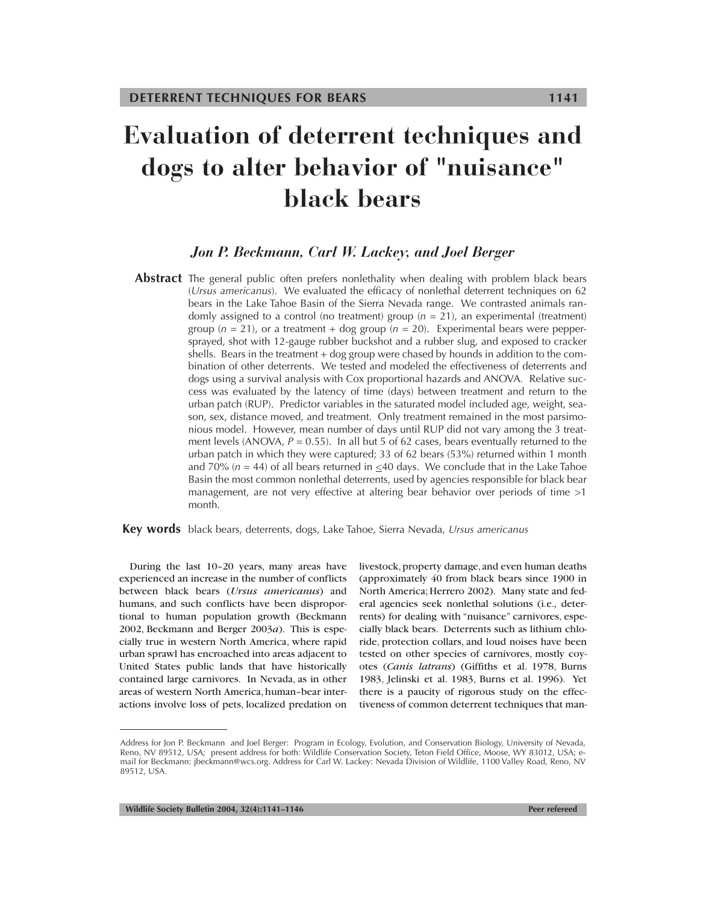# Evaluation of deterrent techniques and dogs to alter behavior of "nuisance" black bears

***Jon P. Beckmann, Carl W. Lackey, and Joel Berger***

**Abstract** The general public often prefers nonlethality when dealing with problem black bears (*Ursus americanus*). We evaluated the efficacy of nonlethal deterrent techniques on 62 bears in the Lake Tahoe Basin of the Sierra Nevada range. We contrasted animals randomly assigned to a control (no treatment) group ($n$ = 21), an experimental (treatment) group ($n$ = 21), or a treatment + dog group ($n$ = 20). Experimental bears were pepper-sprayed, shot with 12-gauge rubber buckshot and a rubber slug, and exposed to cracker shells. Bears in the treatment + dog group were chased by hounds in addition to the combination of other deterrents. We tested and modeled the effectiveness of deterrents and dogs using a survival analysis with Cox proportional hazards and ANOVA. Relative success was evaluated by the latency of time (days) between treatment and return to the urban patch (RUP). Predictor variables in the saturated model included age, weight, season, sex, distance moved, and treatment. Only treatment remained in the most parsimonious model. However, mean number of days until RUP did not vary among the 3 treatment levels (ANOVA, $P$ = 0.55). In all but 5 of 62 cases, bears eventually returned to the urban patch in which they were captured; 33 of 62 bears (53%) returned within 1 month and 70% ($n$ = 44) of all bears returned in ≤40 days. We conclude that in the Lake Tahoe Basin the most common nonlethal deterrents, used by agencies responsible for black bear management, are not very effective at altering bear behavior over periods of time >1 month.

**Key words** black bears, deterrents, dogs, Lake Tahoe, Sierra Nevada, *Ursus americanus*

During the last 10–20 years, many areas have experienced an increase in the number of conflicts between black bears (*Ursus americanus*) and humans, and such conflicts have been disproportional to human population growth (Beckmann 2002, Beckmann and Berger 2003*a*). This is especially true in western North America, where rapid urban sprawl has encroached into areas adjacent to United States public lands that have historically contained large carnivores. In Nevada, as in other areas of western North America, human–bear interactions involve loss of pets, localized predation on livestock, property damage, and even human deaths (approximately 40 from black bears since 1900 in North America; Herrero 2002). Many state and federal agencies seek nonlethal solutions (i.e., deterrents) for dealing with "nuisance" carnivores, especially black bears. Deterrents such as lithium chloride, protection collars, and loud noises have been tested on other species of carnivores, mostly coyotes (*Canis latrans*) (Giffiths et al. 1978, Burns 1983, Jelinski et al. 1983, Burns et al. 1996). Yet there is a paucity of rigorous study on the effectiveness of common deterrent techniques that man-

Address for Jon P. Beckmann and Joel Berger: Program in Ecology, Evolution, and Conservation Biology, University of Nevada, Reno, NV 89512, USA; present address for both: Wildlife Conservation Society, Teton Field Office, Moose, WY 83012, USA; e-mail for Beckmann: jbeckmann@wcs.org. Address for Carl W. Lackey: Nevada Division of Wildlife, 1100 Valley Road, Reno, NV 89512, USA.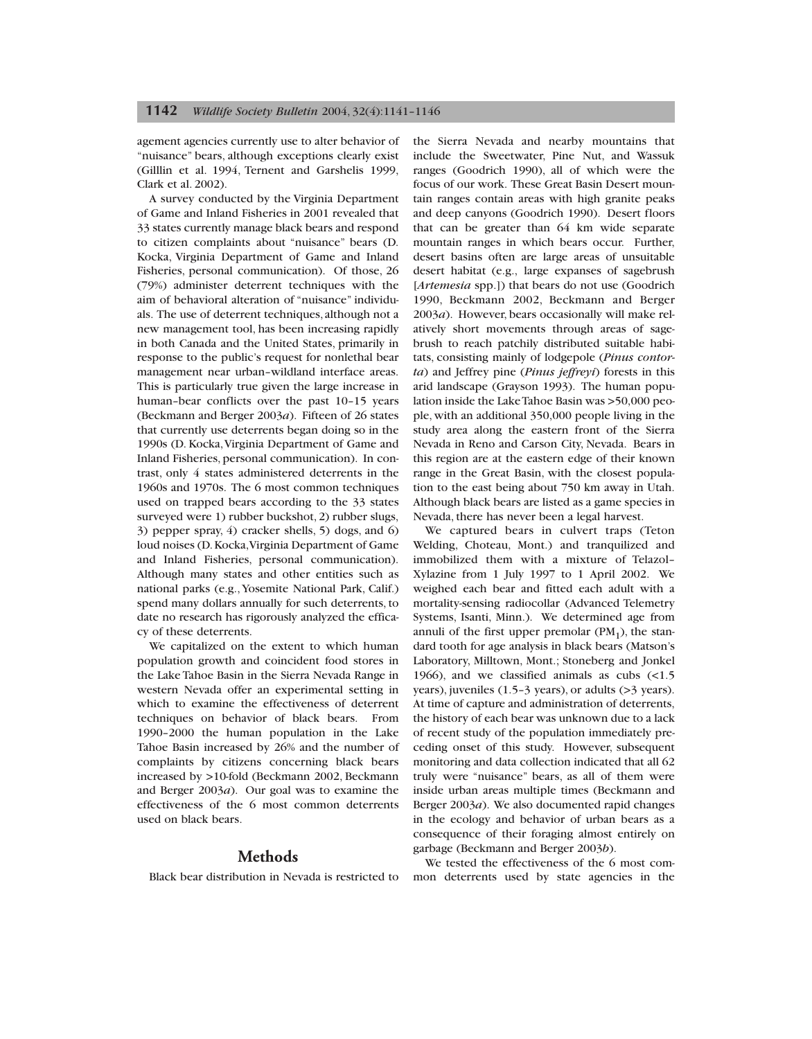agement agencies currently use to alter behavior of "nuisance" bears, although exceptions clearly exist (Gilllin et al. 1994, Ternent and Garshelis 1999, Clark et al. 2002).

A survey conducted by the Virginia Department of Game and Inland Fisheries in 2001 revealed that 33 states currently manage black bears and respond to citizen complaints about "nuisance" bears (D. Kocka, Virginia Department of Game and Inland Fisheries, personal communication). Of those, 26 (79%) administer deterrent techniques with the aim of behavioral alteration of "nuisance" individuals. The use of deterrent techniques, although not a new management tool, has been increasing rapidly in both Canada and the United States, primarily in response to the public's request for nonlethal bear management near urban–wildland interface areas. This is particularly true given the large increase in human–bear conflicts over the past 10–15 years (Beckmann and Berger 2003*a*). Fifteen of 26 states that currently use deterrents began doing so in the 1990s (D. Kocka, Virginia Department of Game and Inland Fisheries, personal communication). In contrast, only 4 states administered deterrents in the 1960s and 1970s. The 6 most common techniques used on trapped bears according to the 33 states surveyed were 1) rubber buckshot, 2) rubber slugs, 3) pepper spray, 4) cracker shells, 5) dogs, and 6) loud noises (D. Kocka, Virginia Department of Game and Inland Fisheries, personal communication). Although many states and other entities such as national parks (e.g., Yosemite National Park, Calif.) spend many dollars annually for such deterrents, to date no research has rigorously analyzed the efficacy of these deterrents.

We capitalized on the extent to which human population growth and coincident food stores in the Lake Tahoe Basin in the Sierra Nevada Range in western Nevada offer an experimental setting in which to examine the effectiveness of deterrent techniques on behavior of black bears. From 1990–2000 the human population in the Lake Tahoe Basin increased by 26% and the number of complaints by citizens concerning black bears increased by >10-fold (Beckmann 2002, Beckmann and Berger 2003*a*). Our goal was to examine the effectiveness of the 6 most common deterrents used on black bears.

## Methods

Black bear distribution in Nevada is restricted to the Sierra Nevada and nearby mountains that include the Sweetwater, Pine Nut, and Wassuk ranges (Goodrich 1990), all of which were the focus of our work. These Great Basin Desert mountain ranges contain areas with high granite peaks and deep canyons (Goodrich 1990). Desert floors that can be greater than 64 km wide separate mountain ranges in which bears occur. Further, desert basins often are large areas of unsuitable desert habitat (e.g., large expanses of sagebrush [*Artemesia* spp.]) that bears do not use (Goodrich 1990, Beckmann 2002, Beckmann and Berger 2003*a*). However, bears occasionally will make relatively short movements through areas of sagebrush to reach patchily distributed suitable habitats, consisting mainly of lodgepole (*Pinus contorta*) and Jeffrey pine (*Pinus jeffreyi*) forests in this arid landscape (Grayson 1993). The human population inside the Lake Tahoe Basin was >50,000 people, with an additional 350,000 people living in the study area along the eastern front of the Sierra Nevada in Reno and Carson City, Nevada. Bears in this region are at the eastern edge of their known range in the Great Basin, with the closest population to the east being about 750 km away in Utah. Although black bears are listed as a game species in Nevada, there has never been a legal harvest.

We captured bears in culvert traps (Teton Welding, Choteau, Mont.) and tranquilized and immobilized them with a mixture of Telazol–Xylazine from 1 July 1997 to 1 April 2002. We weighed each bear and fitted each adult with a mortality-sensing radiocollar (Advanced Telemetry Systems, Isanti, Minn.). We determined age from annuli of the first upper premolar ($PM_1$), the standard tooth for age analysis in black bears (Matson's Laboratory, Milltown, Mont.; Stoneberg and Jonkel 1966), and we classified animals as cubs (<1.5 years), juveniles (1.5–3 years), or adults (>3 years). At time of capture and administration of deterrents, the history of each bear was unknown due to a lack of recent study of the population immediately preceding onset of this study. However, subsequent monitoring and data collection indicated that all 62 truly were "nuisance" bears, as all of them were inside urban areas multiple times (Beckmann and Berger 2003*a*). We also documented rapid changes in the ecology and behavior of urban bears as a consequence of their foraging almost entirely on garbage (Beckmann and Berger 2003*b*).

We tested the effectiveness of the 6 most common deterrents used by state agencies in the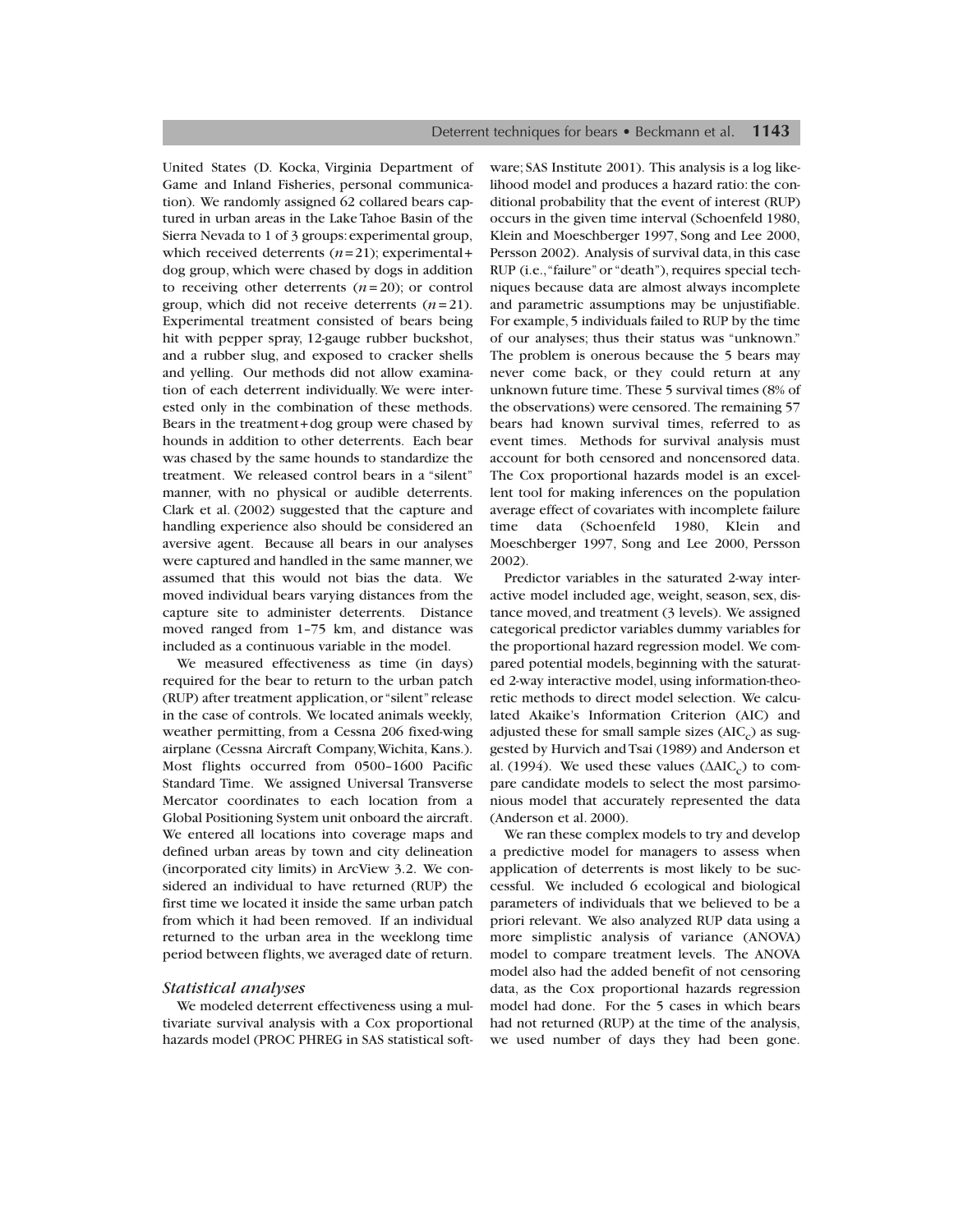United States (D. Kocka, Virginia Department of Game and Inland Fisheries, personal communication). We randomly assigned 62 collared bears captured in urban areas in the Lake Tahoe Basin of the Sierra Nevada to 1 of 3 groups: experimental group, which received deterrents ($n = 21$); experimental+ dog group, which were chased by dogs in addition to receiving other deterrents ($n = 20$); or control group, which did not receive deterrents ($n = 21$). Experimental treatment consisted of bears being hit with pepper spray, 12-gauge rubber buckshot, and a rubber slug, and exposed to cracker shells and yelling. Our methods did not allow examination of each deterrent individually. We were interested only in the combination of these methods. Bears in the treatment+dog group were chased by hounds in addition to other deterrents. Each bear was chased by the same hounds to standardize the treatment. We released control bears in a "silent" manner, with no physical or audible deterrents. Clark et al. (2002) suggested that the capture and handling experience also should be considered an aversive agent. Because all bears in our analyses were captured and handled in the same manner, we assumed that this would not bias the data. We moved individual bears varying distances from the capture site to administer deterrents. Distance moved ranged from 1–75 km, and distance was included as a continuous variable in the model.

We measured effectiveness as time (in days) required for the bear to return to the urban patch (RUP) after treatment application, or "silent" release in the case of controls. We located animals weekly, weather permitting, from a Cessna 206 fixed-wing airplane (Cessna Aircraft Company, Wichita, Kans.). Most flights occurred from 0500–1600 Pacific Standard Time. We assigned Universal Transverse Mercator coordinates to each location from a Global Positioning System unit onboard the aircraft. We entered all locations into coverage maps and defined urban areas by town and city delineation (incorporated city limits) in ArcView 3.2. We considered an individual to have returned (RUP) the first time we located it inside the same urban patch from which it had been removed. If an individual returned to the urban area in the weeklong time period between flights, we averaged date of return.

### *Statistical analyses*

We modeled deterrent effectiveness using a multivariate survival analysis with a Cox proportional hazards model (PROC PHREG in SAS statistical software; SAS Institute 2001). This analysis is a log likelihood model and produces a hazard ratio: the conditional probability that the event of interest (RUP) occurs in the given time interval (Schoenfeld 1980, Klein and Moeschberger 1997, Song and Lee 2000, Persson 2002). Analysis of survival data, in this case RUP (i.e., "failure" or "death"), requires special techniques because data are almost always incomplete and parametric assumptions may be unjustifiable. For example, 5 individuals failed to RUP by the time of our analyses; thus their status was "unknown." The problem is onerous because the 5 bears may never come back, or they could return at any unknown future time. These 5 survival times (8% of the observations) were censored. The remaining 57 bears had known survival times, referred to as event times. Methods for survival analysis must account for both censored and noncensored data. The Cox proportional hazards model is an excellent tool for making inferences on the population average effect of covariates with incomplete failure time data (Schoenfeld 1980, Klein and Moeschberger 1997, Song and Lee 2000, Persson 2002).

Predictor variables in the saturated 2-way interactive model included age, weight, season, sex, distance moved, and treatment (3 levels). We assigned categorical predictor variables dummy variables for the proportional hazard regression model. We compared potential models, beginning with the saturated 2-way interactive model, using information-theoretic methods to direct model selection. We calculated Akaike's Information Criterion (AIC) and adjusted these for small sample sizes ($AIC_c$) as suggested by Hurvich and Tsai (1989) and Anderson et al. (1994). We used these values ($\Delta AIC_c$) to compare candidate models to select the most parsimonious model that accurately represented the data (Anderson et al. 2000).

We ran these complex models to try and develop a predictive model for managers to assess when application of deterrents is most likely to be successful. We included 6 ecological and biological parameters of individuals that we believed to be a priori relevant. We also analyzed RUP data using a more simplistic analysis of variance (ANOVA) model to compare treatment levels. The ANOVA model also had the added benefit of not censoring data, as the Cox proportional hazards regression model had done. For the 5 cases in which bears had not returned (RUP) at the time of the analysis, we used number of days they had been gone.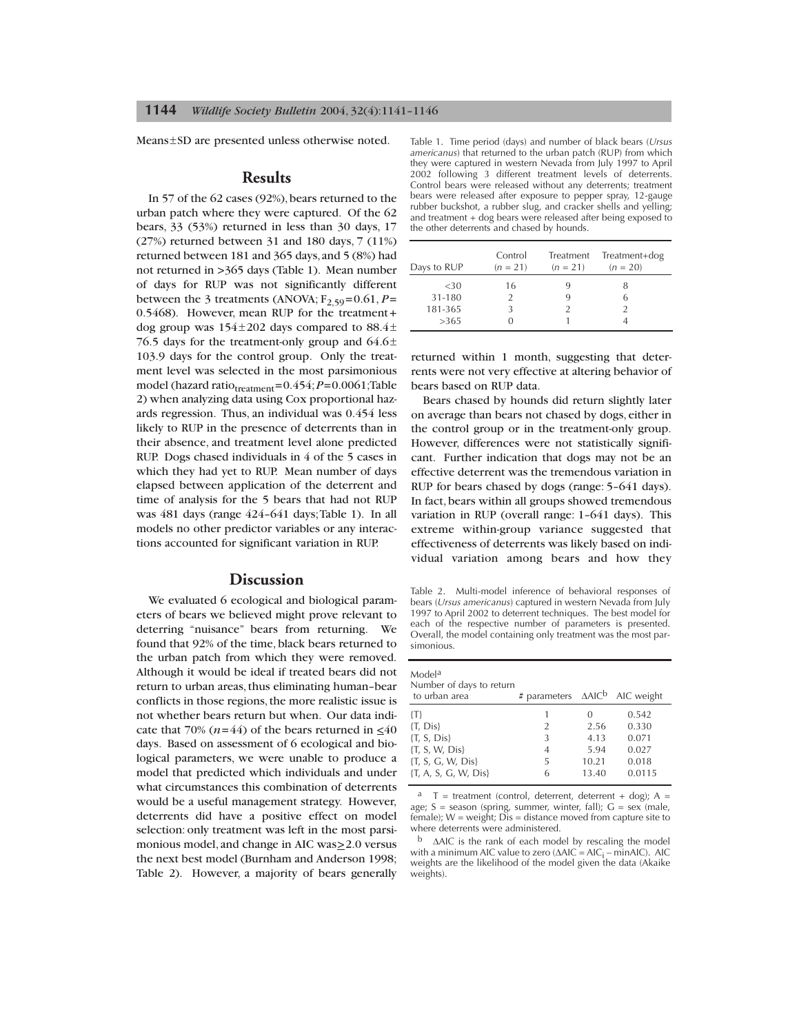Means±SD are presented unless otherwise noted.

## Results

In 57 of the 62 cases (92%), bears returned to the urban patch where they were captured. Of the 62 bears, 33 (53%) returned in less than 30 days, 17 (27%) returned between 31 and 180 days, 7 (11%) returned between 181 and 365 days, and 5 (8%) had not returned in >365 days (Table 1). Mean number of days for RUP was not significantly different between the 3 treatments (ANOVA; $F_{2,59}$=0.61, $P$= 0.5468). However, mean RUP for the treatment+ dog group was 154±202 days compared to 88.4± 76.5 days for the treatment-only group and 64.6± 103.9 days for the control group. Only the treatment level was selected in the most parsimonious model (hazard $\text{ratio}_{\text{treatment}}$=0.454; $P$=0.0061; Table 2) when analyzing data using Cox proportional hazards regression. Thus, an individual was 0.454 less likely to RUP in the presence of deterrents than in their absence, and treatment level alone predicted RUP. Dogs chased individuals in 4 of the 5 cases in which they had yet to RUP. Mean number of days elapsed between application of the deterrent and time of analysis for the 5 bears that had not RUP was 481 days (range 424–641 days; Table 1). In all models no other predictor variables or any interactions accounted for significant variation in RUP.

Table 1. Time period (days) and number of black bears (*Ursus americanus*) that returned to the urban patch (RUP) from which they were captured in western Nevada from July 1997 to April 2002 following 3 different treatment levels of deterrents. Control bears were released without any deterrents; treatment bears were released after exposure to pepper spray, 12-gauge rubber buckshot, a rubber slug, and cracker shells and yelling; and treatment + dog bears were released after being exposed to the other deterrents and chased by hounds.

| Days to RUP | Control ($n$ = 21) | Treatment ($n$ = 21) | Treatment+dog ($n$ = 20) |
|---|---|---|---|
| <30 | 16 | 9 | 8 |
| 31-180 | 2 | 9 | 6 |
| 181-365 | 3 | 2 | 2 |
| >365 | 0 | 1 | 4 |

## Discussion

We evaluated 6 ecological and biological parameters of bears we believed might prove relevant to deterring "nuisance" bears from returning. We found that 92% of the time, black bears returned to the urban patch from which they were removed. Although it would be ideal if treated bears did not return to urban areas, thus eliminating human–bear conflicts in those regions, the more realistic issue is not whether bears return but when. Our data indicate that 70% ($n$=44) of the bears returned in ≤40 days. Based on assessment of 6 ecological and biological parameters, we were unable to produce a model that predicted which individuals and under what circumstances this combination of deterrents would be a useful management strategy. However, deterrents did have a positive effect on model selection: only treatment was left in the most parsimonious model, and change in AIC was≥2.0 versus the next best model (Burnham and Anderson 1998; Table 2). However, a majority of bears generally returned within 1 month, suggesting that deterrents were not very effective at altering behavior of bears based on RUP data.

Bears chased by hounds did return slightly later on average than bears not chased by dogs, either in the control group or in the treatment-only group. However, differences were not statistically significant. Further indication that dogs may not be an effective deterrent was the tremendous variation in RUP for bears chased by dogs (range: 5–641 days). In fact, bears within all groups showed tremendous variation in RUP (overall range: 1–641 days). This extreme within-group variance suggested that effectiveness of deterrents was likely based on individual variation among bears and how they

Table 2. Multi-model inference of behavioral responses of bears (*Ursus americanus*) captured in western Nevada from July 1997 to April 2002 to deterrent techniques. The best model for each of the respective number of parameters is presented. Overall, the model containing only treatment was the most parsimonious.

| Model[a] Number of days to return to urban area | # parameters | ΔAIC[b] | AIC weight |
|---|---|---|---|
| {T} | 1 | 0 | 0.542 |
| {T, Dis} | 2 | 2.56 | 0.330 |
| {T, S, Dis} | 3 | 4.13 | 0.071 |
| {T, S, W, Dis} | 4 | 5.94 | 0.027 |
| {T, S, G, W, Dis} | 5 | 10.21 | 0.018 |
| {T, A, S, G, W, Dis} | 6 | 13.40 | 0.0115 |

[a] T = treatment (control, deterrent, deterrent + dog); A = age; S = season (spring, summer, winter, fall); G = sex (male, female); W = weight; Dis = distance moved from capture site to where deterrents were administered.

[b] ΔAIC is the rank of each model by rescaling the model with a minimum AIC value to zero ($\Delta AIC = AIC_i - \min AIC$). AIC weights are the likelihood of the model given the data (Akaike weights).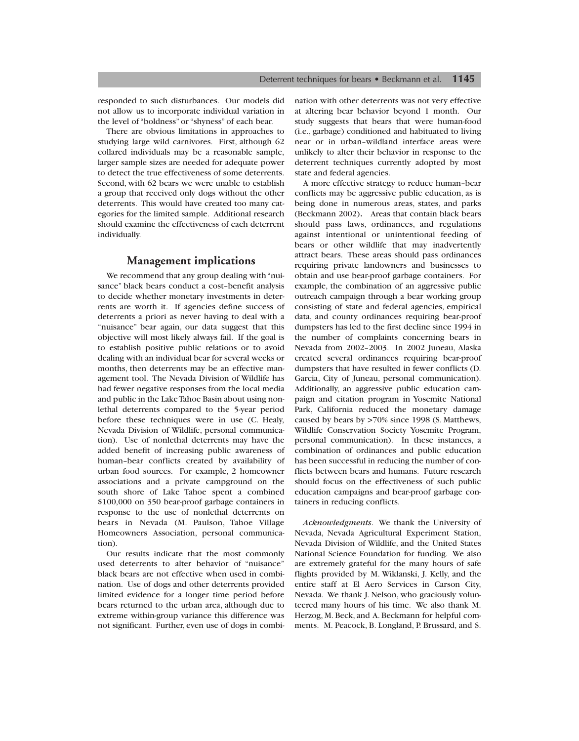responded to such disturbances. Our models did not allow us to incorporate individual variation in the level of "boldness" or "shyness" of each bear.

There are obvious limitations in approaches to studying large wild carnivores. First, although 62 collared individuals may be a reasonable sample, larger sample sizes are needed for adequate power to detect the true effectiveness of some deterrents. Second, with 62 bears we were unable to establish a group that received only dogs without the other deterrents. This would have created too many categories for the limited sample. Additional research should examine the effectiveness of each deterrent individually.

## Management implications

We recommend that any group dealing with "nuisance" black bears conduct a cost–benefit analysis to decide whether monetary investments in deterrents are worth it. If agencies define success of deterrents a priori as never having to deal with a "nuisance" bear again, our data suggest that this objective will most likely always fail. If the goal is to establish positive public relations or to avoid dealing with an individual bear for several weeks or months, then deterrents may be an effective management tool. The Nevada Division of Wildlife has had fewer negative responses from the local media and public in the Lake Tahoe Basin about using nonlethal deterrents compared to the 5-year period before these techniques were in use (C. Healy, Nevada Division of Wildlife, personal communication). Use of nonlethal deterrents may have the added benefit of increasing public awareness of human–bear conflicts created by availability of urban food sources. For example, 2 homeowner associations and a private campground on the south shore of Lake Tahoe spent a combined $100,000 on 350 bear-proof garbage containers in response to the use of nonlethal deterrents on bears in Nevada (M. Paulson, Tahoe Village Homeowners Association, personal communication).

Our results indicate that the most commonly used deterrents to alter behavior of "nuisance" black bears are not effective when used in combination. Use of dogs and other deterrents provided limited evidence for a longer time period before bears returned to the urban area, although due to extreme within-group variance this difference was not significant. Further, even use of dogs in combination with other deterrents was not very effective at altering bear behavior beyond 1 month. Our study suggests that bears that were human-food (i.e., garbage) conditioned and habituated to living near or in urban–wildland interface areas were unlikely to alter their behavior in response to the deterrent techniques currently adopted by most state and federal agencies.

A more effective strategy to reduce human–bear conflicts may be aggressive public education, as is being done in numerous areas, states, and parks (Beckmann 2002). Areas that contain black bears should pass laws, ordinances, and regulations against intentional or unintentional feeding of bears or other wildlife that may inadvertently attract bears. These areas should pass ordinances requiring private landowners and businesses to obtain and use bear-proof garbage containers. For example, the combination of an aggressive public outreach campaign through a bear working group consisting of state and federal agencies, empirical data, and county ordinances requiring bear-proof dumpsters has led to the first decline since 1994 in the number of complaints concerning bears in Nevada from 2002–2003. In 2002 Juneau, Alaska created several ordinances requiring bear-proof dumpsters that have resulted in fewer conflicts (D. Garcia, City of Juneau, personal communication). Additionally, an aggressive public education campaign and citation program in Yosemite National Park, California reduced the monetary damage caused by bears by >70% since 1998 (S. Matthews, Wildlife Conservation Society Yosemite Program, personal communication). In these instances, a combination of ordinances and public education has been successful in reducing the number of conflicts between bears and humans. Future research should focus on the effectiveness of such public education campaigns and bear-proof garbage containers in reducing conflicts.

*Acknowledgments*. We thank the University of Nevada, Nevada Agricultural Experiment Station, Nevada Division of Wildlife, and the United States National Science Foundation for funding. We also are extremely grateful for the many hours of safe flights provided by M. Wiklanski, J. Kelly, and the entire staff at El Aero Services in Carson City, Nevada. We thank J. Nelson, who graciously volunteered many hours of his time. We also thank M. Herzog, M. Beck, and A. Beckmann for helpful comments. M. Peacock, B. Longland, P. Brussard, and S.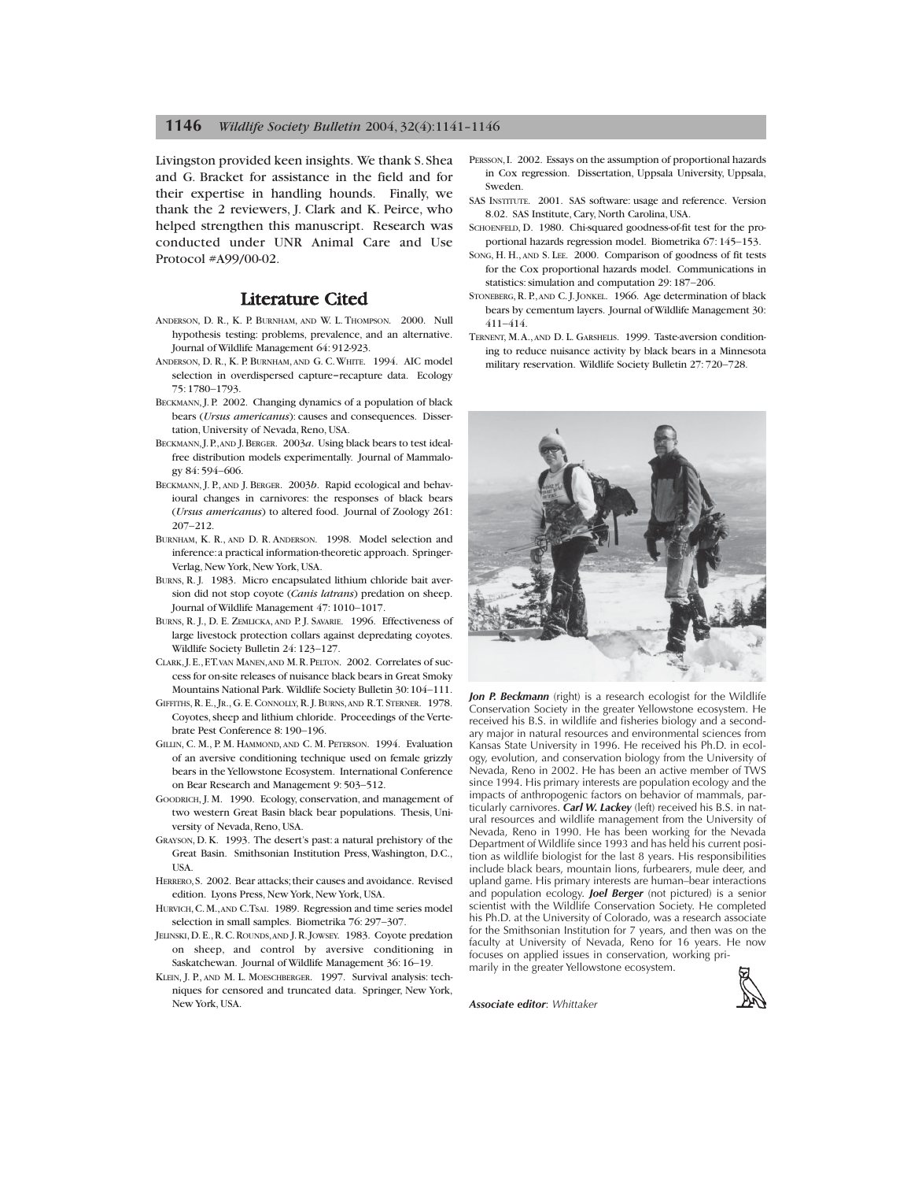Livingston provided keen insights. We thank S. Shea and G. Bracket for assistance in the field and for their expertise in handling hounds. Finally, we thank the 2 reviewers, J. Clark and K. Peirce, who helped strengthen this manuscript. Research was conducted under UNR Animal Care and Use Protocol #A99/00-02.

## Literature Cited

ANDERSON, D. R., K. P. BURNHAM, AND W. L. THOMPSON. 2000. Null hypothesis testing: problems, prevalence, and an alternative. Journal of Wildlife Management 64: 912-923.

ANDERSON, D. R., K. P. BURNHAM, AND G. C. WHITE. 1994. AIC model selection in overdispersed capture–recapture data. Ecology 75: 1780–1793.

BECKMANN, J. P. 2002. Changing dynamics of a population of black bears (*Ursus americanus*): causes and consequences. Dissertation, University of Nevada, Reno, USA.

BECKMANN, J. P., AND J. BERGER. 2003*a*. Using black bears to test ideal-free distribution models experimentally. Journal of Mammalogy 84: 594–606.

BECKMANN, J. P., AND J. BERGER. 2003*b*. Rapid ecological and behavioural changes in carnivores: the responses of black bears (*Ursus americanus*) to altered food. Journal of Zoology 261: 207–212.

BURNHAM, K. R., AND D. R. ANDERSON. 1998. Model selection and inference: a practical information-theoretic approach. Springer-Verlag, New York, New York, USA.

BURNS, R. J. 1983. Micro encapsulated lithium chloride bait aversion did not stop coyote (*Canis latrans*) predation on sheep. Journal of Wildlife Management 47: 1010–1017.

BURNS, R. J., D. E. ZEMLICKA, AND P. J. SAVARIE. 1996. Effectiveness of large livestock protection collars against depredating coyotes. Wildlife Society Bulletin 24: 123–127.

CLARK, J. E., F. T. VAN MANEN, AND M. R. PELTON. 2002. Correlates of success for on-site releases of nuisance black bears in Great Smoky Mountains National Park. Wildlife Society Bulletin 30: 104–111.

GIFFITHS, R. E., JR., G. E. CONNOLLY, R. J. BURNS, AND R. T. STERNER. 1978. Coyotes, sheep and lithium chloride. Proceedings of the Vertebrate Pest Conference 8: 190–196.

GILLIN, C. M., P. M. HAMMOND, AND C. M. PETERSON. 1994. Evaluation of an aversive conditioning technique used on female grizzly bears in the Yellowstone Ecosystem. International Conference on Bear Research and Management 9: 503–512.

GOODRICH, J. M. 1990. Ecology, conservation, and management of two western Great Basin black bear populations. Thesis, University of Nevada, Reno, USA.

GRAYSON, D. K. 1993. The desert's past: a natural prehistory of the Great Basin. Smithsonian Institution Press, Washington, D.C., USA.

HERRERO, S. 2002. Bear attacks; their causes and avoidance. Revised edition. Lyons Press, New York, New York, USA.

HURVICH, C. M., AND C. TSAI. 1989. Regression and time series model selection in small samples. Biometrika 76: 297–307.

JELINSKI, D. E., R. C. ROUNDS, AND J. R. JOWSEY. 1983. Coyote predation on sheep, and control by aversive conditioning in Saskatchewan. Journal of Wildlife Management 36: 16–19.

KLEIN, J. P., AND M. L. MOESCHBERGER. 1997. Survival analysis: techniques for censored and truncated data. Springer, New York, New York, USA.

PERSSON, I. 2002. Essays on the assumption of proportional hazards in Cox regression. Dissertation, Uppsala University, Uppsala, Sweden.

SAS INSTITUTE. 2001. SAS software: usage and reference. Version 8.02. SAS Institute, Cary, North Carolina, USA.

SCHOENFELD, D. 1980. Chi-squared goodness-of-fit test for the proportional hazards regression model. Biometrika 67: 145–153.

SONG, H. H., AND S. LEE. 2000. Comparison of goodness of fit tests for the Cox proportional hazards model. Communications in statistics: simulation and computation 29: 187–206.

STONEBERG, R. P., AND C. J. JONKEL. 1966. Age determination of black bears by cementum layers. Journal of Wildlife Management 30: 411–414.

TERNENT, M. A., AND D. L. GARSHELIS. 1999. Taste-aversion conditioning to reduce nuisance activity by black bears in a Minnesota military reservation. Wildlife Society Bulletin 27: 720–728.

***Jon P. Beckmann*** (right) is a research ecologist for the Wildlife Conservation Society in the greater Yellowstone ecosystem. He received his B.S. in wildlife and fisheries biology and a secondary major in natural resources and environmental sciences from Kansas State University in 1996. He received his Ph.D. in ecology, evolution, and conservation biology from the University of Nevada, Reno in 2002. He has been an active member of TWS since 1994. His primary interests are population ecology and the impacts of anthropogenic factors on behavior of mammals, particularly carnivores. ***Carl W. Lackey*** (left) received his B.S. in natural resources and wildlife management from the University of Nevada, Reno in 1990. He has been working for the Nevada Department of Wildlife since 1993 and has held his current position as wildlife biologist for the last 8 years. His responsibilities include black bears, mountain lions, furbearers, mule deer, and upland game. His primary interests are human–bear interactions and population ecology. ***Joel Berger*** (not pictured) is a senior scientist with the Wildlife Conservation Society. He completed his Ph.D. at the University of Colorado, was a research associate for the Smithsonian Institution for 7 years, and then was on the faculty at University of Nevada, Reno for 16 years. He now focuses on applied issues in conservation, working primarily in the greater Yellowstone ecosystem.

***Associate editor***: *Whittaker*